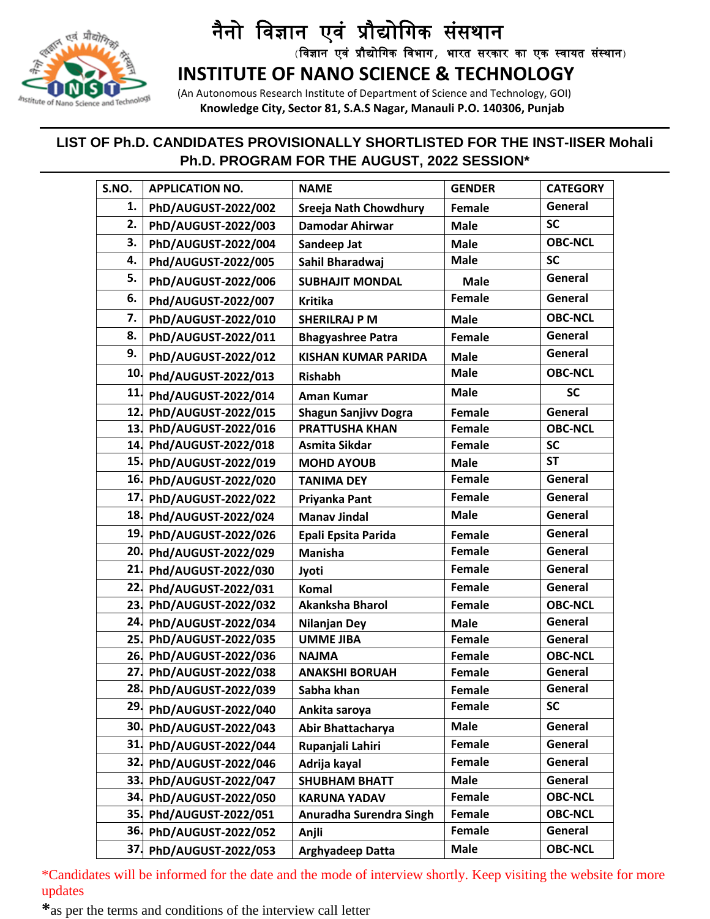# नैनो विज्ञान एवं प्रौद्योगिक संस्थान

(विज्ञान एवं प्रौद्योगिक विभाग, भारत सरकार का एक स्वायत संस्थान)

# INSTITUTE OF NANO SCIENCE & TECHNOLOGY

(An Autonomous Research Institute of Department of Science and Technology, GOI)

**Knowledge City, Sector 81, S.A.S Nagar, Manauli P.O. 140306, Punjab**

## LIST OF Ph.D. CANDIDATES PROVISIONALLY SHORTLISTED FOR THE INST-IISER Mohali Ph.D. PROGRAM FOR THE AUGUST, 2022 SESSION*

| S.NO. | APPLICATION NO. | NAME | GENDER | CATEGORY |
|---|---|---|---|---|
| 1. | PhD/AUGUST-2022/002 | Sreeja Nath Chowdhury | Female | General |
| 2. | PhD/AUGUST-2022/003 | Damodar Ahirwar | Male | SC |
| 3. | PhD/AUGUST-2022/004 | Sandeep Jat | Male | OBC-NCL |
| 4. | Phd/AUGUST-2022/005 | Sahil Bharadwaj | Male | SC |
| 5. | PhD/AUGUST-2022/006 | SUBHAJIT MONDAL | Male | General |
| 6. | Phd/AUGUST-2022/007 | Kritika | Female | General |
| 7. | PhD/AUGUST-2022/010 | SHERILRAJ P M | Male | OBC-NCL |
| 8. | PhD/AUGUST-2022/011 | Bhagyashree Patra | Female | General |
| 9. | PhD/AUGUST-2022/012 | KISHAN KUMAR PARIDA | Male | General |
| 10. | Phd/AUGUST-2022/013 | Rishabh | Male | OBC-NCL |
| 11. | Phd/AUGUST-2022/014 | Aman Kumar | Male | SC |
| 12. | PhD/AUGUST-2022/015 | Shagun Sanjivv Dogra | Female | General |
| 13. | PhD/AUGUST-2022/016 | PRATTUSHA KHAN | Female | OBC-NCL |
| 14. | Phd/AUGUST-2022/018 | Asmita Sikdar | Female | SC |
| 15. | PhD/AUGUST-2022/019 | MOHD AYOUB | Male | ST |
| 16. | PhD/AUGUST-2022/020 | TANIMA DEY | Female | General |
| 17. | PhD/AUGUST-2022/022 | Priyanka Pant | Female | General |
| 18. | Phd/AUGUST-2022/024 | Manav Jindal | Male | General |
| 19. | PhD/AUGUST-2022/026 | Epali Epsita Parida | Female | General |
| 20. | Phd/AUGUST-2022/029 | Manisha | Female | General |
| 21. | Phd/AUGUST-2022/030 | Jyoti | Female | General |
| 22. | Phd/AUGUST-2022/031 | Komal | Female | General |
| 23. | PhD/AUGUST-2022/032 | Akanksha Bharol | Female | OBC-NCL |
| 24. | PhD/AUGUST-2022/034 | Nilanjan Dey | Male | General |
| 25. | PhD/AUGUST-2022/035 | UMME JIBA | Female | General |
| 26. | PhD/AUGUST-2022/036 | NAJMA | Female | OBC-NCL |
| 27. | PhD/AUGUST-2022/038 | ANAKSHI BORUAH | Female | General |
| 28. | PhD/AUGUST-2022/039 | Sabha khan | Female | General |
| 29. | PhD/AUGUST-2022/040 | Ankita saroya | Female | SC |
| 30. | PhD/AUGUST-2022/043 | Abir Bhattacharya | Male | General |
| 31. | PhD/AUGUST-2022/044 | Rupanjali Lahiri | Female | General |
| 32. | PhD/AUGUST-2022/046 | Adrija kayal | Female | General |
| 33. | PhD/AUGUST-2022/047 | SHUBHAM BHATT | Male | General |
| 34. | PhD/AUGUST-2022/050 | KARUNA YADAV | Female | OBC-NCL |
| 35. | Phd/AUGUST-2022/051 | Anuradha Surendra Singh | Female | OBC-NCL |
| 36. | PhD/AUGUST-2022/052 | Anjli | Female | General |
| 37. | PhD/AUGUST-2022/053 | Arghyadeep Datta | Male | OBC-NCL |

*Candidates will be informed for the date and the mode of interview shortly. Keep visiting the website for more updates

*as per the terms and conditions of the interview call letter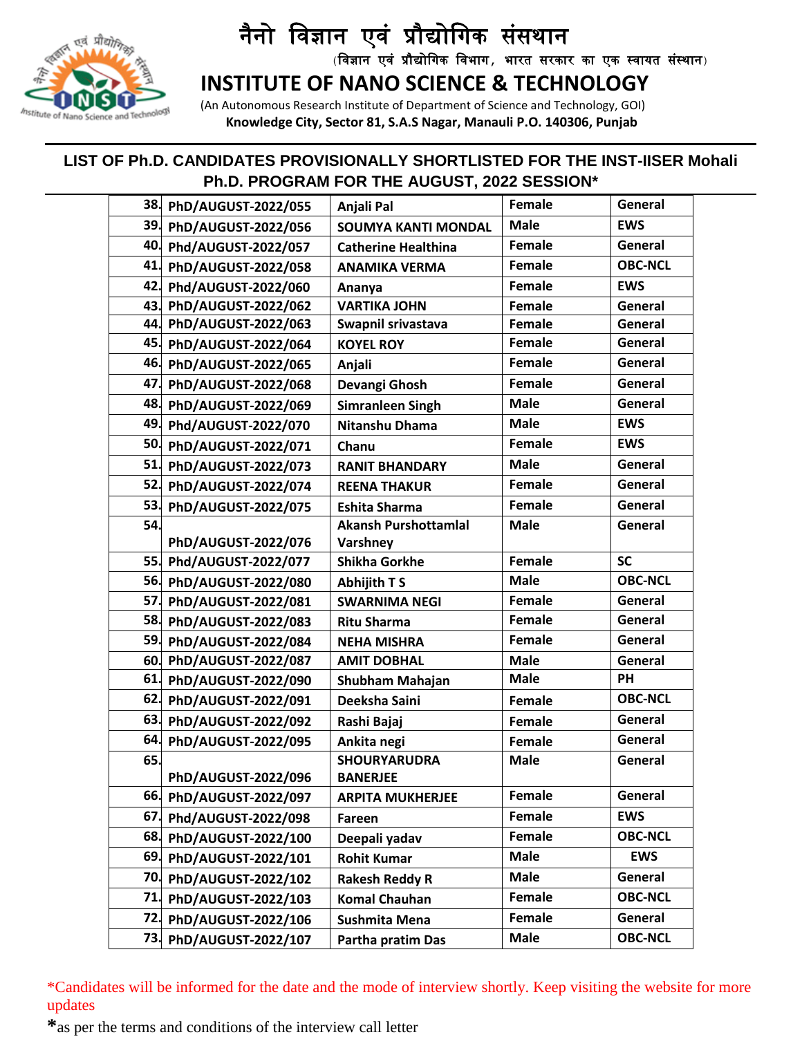# नैनो विज्ञान एवं प्रौद्योगिक संसथान

(विज्ञान एवं प्रौद्योगिक विभाग, भारत सरकार का एक स्वायत संस्थान)

# INSTITUTE OF NANO SCIENCE & TECHNOLOGY

(An Autonomous Research Institute of Department of Science and Technology, GOI)

**Knowledge City, Sector 81, S.A.S Nagar, Manauli P.O. 140306, Punjab**

## LIST OF Ph.D. CANDIDATES PROVISIONALLY SHORTLISTED FOR THE INST-IISER Mohali Ph.D. PROGRAM FOR THE AUGUST, 2022 SESSION*

| | | | | |
|---|---|---|---|---|
| 38. | PhD/AUGUST-2022/055 | Anjali Pal | Female | General |
| 39. | PhD/AUGUST-2022/056 | SOUMYA KANTI MONDAL | Male | EWS |
| 40. | Phd/AUGUST-2022/057 | Catherine Healthina | Female | General |
| 41. | PhD/AUGUST-2022/058 | ANAMIKA VERMA | Female | OBC-NCL |
| 42. | Phd/AUGUST-2022/060 | Ananya | Female | EWS |
| 43. | PhD/AUGUST-2022/062 | VARTIKA JOHN | Female | General |
| 44. | PhD/AUGUST-2022/063 | Swapnil srivastava | Female | General |
| 45. | PhD/AUGUST-2022/064 | KOYEL ROY | Female | General |
| 46. | PhD/AUGUST-2022/065 | Anjali | Female | General |
| 47. | PhD/AUGUST-2022/068 | Devangi Ghosh | Female | General |
| 48. | PhD/AUGUST-2022/069 | Simranleen Singh | Male | General |
| 49. | Phd/AUGUST-2022/070 | Nitanshu Dhama | Male | EWS |
| 50. | PhD/AUGUST-2022/071 | Chanu | Female | EWS |
| 51. | PhD/AUGUST-2022/073 | RANIT BHANDARY | Male | General |
| 52. | PhD/AUGUST-2022/074 | REENA THAKUR | Female | General |
| 53. | PhD/AUGUST-2022/075 | Eshita Sharma | Female | General |
| 54. | PhD/AUGUST-2022/076 | Akansh Purshottamlal Varshney | Male | General |
| 55. | Phd/AUGUST-2022/077 | Shikha Gorkhe | Female | SC |
| 56. | PhD/AUGUST-2022/080 | Abhijith T S | Male | OBC-NCL |
| 57. | PhD/AUGUST-2022/081 | SWARNIMA NEGI | Female | General |
| 58. | PhD/AUGUST-2022/083 | Ritu Sharma | Female | General |
| 59. | PhD/AUGUST-2022/084 | NEHA MISHRA | Female | General |
| 60. | PhD/AUGUST-2022/087 | AMIT DOBHAL | Male | General |
| 61. | PhD/AUGUST-2022/090 | Shubham Mahajan | Male | PH |
| 62. | PhD/AUGUST-2022/091 | Deeksha Saini | Female | OBC-NCL |
| 63. | PhD/AUGUST-2022/092 | Rashi Bajaj | Female | General |
| 64. | PhD/AUGUST-2022/095 | Ankita negi | Female | General |
| 65. | PhD/AUGUST-2022/096 | SHOURYARUDRA BANERJEE | Male | General |
| 66. | PhD/AUGUST-2022/097 | ARPITA MUKHERJEE | Female | General |
| 67. | Phd/AUGUST-2022/098 | Fareen | Female | EWS |
| 68. | PhD/AUGUST-2022/100 | Deepali yadav | Female | OBC-NCL |
| 69. | PhD/AUGUST-2022/101 | Rohit Kumar | Male | EWS |
| 70. | PhD/AUGUST-2022/102 | Rakesh Reddy R | Male | General |
| 71. | PhD/AUGUST-2022/103 | Komal Chauhan | Female | OBC-NCL |
| 72. | PhD/AUGUST-2022/106 | Sushmita Mena | Female | General |
| 73. | PhD/AUGUST-2022/107 | Partha pratim Das | Male | OBC-NCL |

*Candidates will be informed for the date and the mode of interview shortly. Keep visiting the website for more updates

*as per the terms and conditions of the interview call letter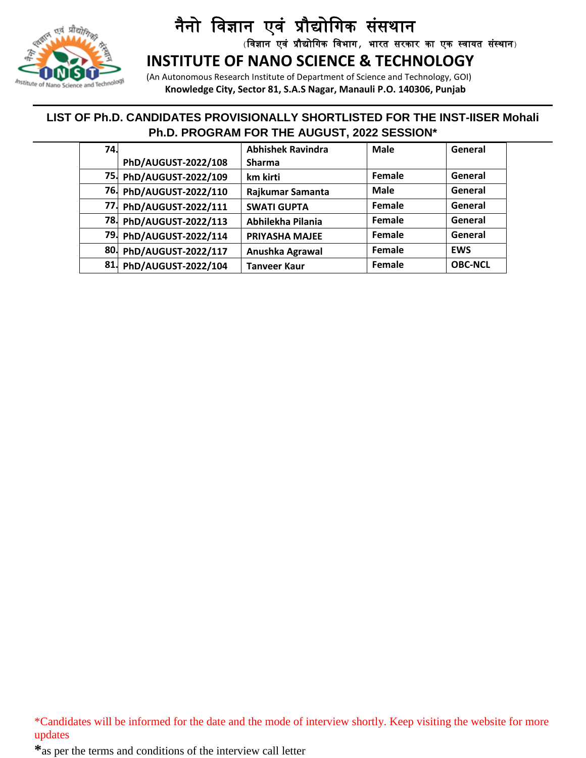# नैनो विज्ञान एवं प्रौद्योगिक संस्थान

(विज्ञान एवं प्रौद्योगिक विभाग, भारत सरकार का एक स्वायत संस्थान)

# INSTITUTE OF NANO SCIENCE & TECHNOLOGY

(An Autonomous Research Institute of Department of Science and Technology, GOI)

**Knowledge City, Sector 81, S.A.S Nagar, Manauli P.O. 140306, Punjab**

## LIST OF Ph.D. CANDIDATES PROVISIONALLY SHORTLISTED FOR THE INST-IISER Mohali Ph.D. PROGRAM FOR THE AUGUST, 2022 SESSION*

| | | | | |
|---|---|---|---|---|
| 74. | PhD/AUGUST-2022/108 | Abhishek Ravindra Sharma | Male | General |
| 75. | PhD/AUGUST-2022/109 | km kirti | Female | General |
| 76. | PhD/AUGUST-2022/110 | Rajkumar Samanta | Male | General |
| 77. | PhD/AUGUST-2022/111 | SWATI GUPTA | Female | General |
| 78. | PhD/AUGUST-2022/113 | Abhilekha Pilania | Female | General |
| 79. | PhD/AUGUST-2022/114 | PRIYASHA MAJEE | Female | General |
| 80. | PhD/AUGUST-2022/117 | Anushka Agrawal | Female | EWS |
| 81. | PhD/AUGUST-2022/104 | Tanveer Kaur | Female | OBC-NCL |

*Candidates will be informed for the date and the mode of interview shortly. Keep visiting the website for more updates

*as per the terms and conditions of the interview call letter